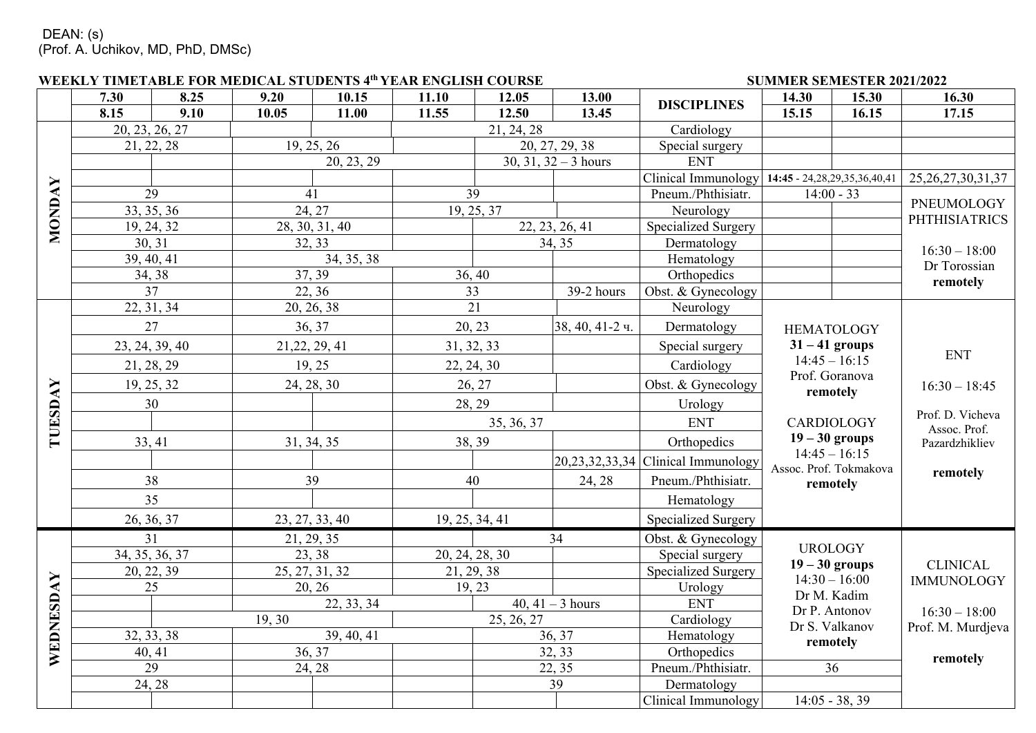DEAN: (s)
(Prof. A. Uchikov, MD, PhD, DMSc)

**WEEKLY TIMETABLE FOR MEDICAL STUDENTS 4th YEAR ENGLISH COURSE** **SUMMER SEMESTER 2021/2022**

| | 7.30 | 8.25 | 9.20 | 10.15 | 11.10 | 12.05 | 13.00 | DISCIPLINES | 14.30 | 15.30 | 16.30 |
|---|---|---|---|---|---|---|---|---|---|---|---|
| | 8.15 | 9.10 | 10.05 | 11.00 | 11.55 | 12.50 | 13.45 | | 15.15 | 16.15 | 17.15 |
| **MONDAY** | 20, 23, 26, 27 | | | | 21, 24, 28 | | | Cardiology | | | |
| | 21, 22, 28 | | 19, 25, 26 | | | 20, 27, 29, 38 | | Special surgery | | | |
| | | | | 20, 23, 29 | | 30, 31, 32 – 3 hours | | ENT | | | |
| | | | | | | | | Clinical Immunology | 14:45 - 24,28,29,35,36,40,41 | | 25,26,27,30,31,37 |
| | 29 | | 41 | | 39 | | | Pneum./Phthisiatr. | 14:00 - 33 | | PNEUMOLOGY PHTHISIATRICS 16:30 – 18:00 Dr Torossian **remotely** |
| | 33, 35, 36 | | 24, 27 | | 19, 25, 37 | | | Neurology | | | |
| | 19, 24, 32 | | 28, 30, 31, 40 | | | 22, 23, 26, 41 | | Specialized Surgery | | | |
| | 30, 31 | | 32, 33 | | | 34, 35 | | Dermatology | | | |
| | 39, 40, 41 | | 34, 35, 38 | | | | | Hematology | | | |
| | 34, 38 | | 37, 39 | | 36, 40 | | | Orthopedics | | | |
| | 37 | | 22, 36 | | 33 | | 39-2 hours | Obst. & Gynecology | | | |
| **TUESDAY** | 22, 31, 34 | | 20, 26, 38 | | 21 | | | Neurology | HEMATOLOGY **31 – 41 groups** 14:45 – 16:15 Prof. Goranova **remotely** CARDIOLOGY **19 – 30 groups** 14:45 – 16:15 Assoc. Prof. Tokmakova **remotely** | | ENT 16:30 – 18:45 Prof. D. Vicheva Assoc. Prof. Pazardzhikliev **remotely** |
| | 27 | | 36, 37 | | 20, 23 | | 38, 40, 41-2 ч. | Dermatology | | | |
| | 23, 24, 39, 40 | | 21,22, 29, 41 | | 31, 32, 33 | | | Special surgery | | | |
| | 21, 28, 29 | | 19, 25 | | 22, 24, 30 | | | Cardiology | | | |
| | 19, 25, 32 | | 24, 28, 30 | | 26, 27 | | | Obst. & Gynecology | | | |
| | 30 | | | | 28, 29 | | | Urology | | | |
| | | | | | 35, 36, 37 | | | ENT | | | |
| | 33, 41 | | 31, 34, 35 | | 38, 39 | | | Orthopedics | | | |
| | | | | | | | 20,23,32,33,34 | Clinical Immunology | | | |
| | 38 | | 39 | | 40 | | 24, 28 | Pneum./Phthisiatr. | | | |
| | 35 | | | | | | | Hematology | | | |
| | 26, 36, 37 | | 23, 27, 33, 40 | | 19, 25, 34, 41 | | | Specialized Surgery | | | |
| **WEDNESDAY** | 31 | | 21, 29, 35 | | | 34 | | Obst. & Gynecology | UROLOGY **19 – 30 groups** 14:30 – 16:00 Dr M. Kadim Dr P. Antonov Dr S. Valkanov **remotely** | | CLINICAL IMMUNOLOGY 16:30 – 18:00 Prof. M. Murdjeva **remotely** |
| | 34, 35, 36, 37 | | 23, 38 | | 20, 24, 28, 30 | | | Special surgery | | | |
| | 20, 22, 39 | | 25, 27, 31, 32 | | 21, 29, 38 | | | Specialized Surgery | | | |
| | 25 | | 20, 26 | | 19, 23 | | | Urology | | | |
| | | | | 22, 33, 34 | | 40, 41 – 3 hours | | ENT | | | |
| | | 19, 30 | | | 25, 26, 27 | | | Cardiology | | | |
| | 32, 33, 38 | | | 39, 40, 41 | | 36, 37 | | Hematology | | | |
| | 40, 41 | | 36, 37 | | | 32, 33 | | Orthopedics | | | |
| | 29 | | 24, 28 | | | 22, 35 | | Pneum./Phthisiatr. | 36 | | |
| | 24, 28 | | | | | 39 | | Dermatology | | | |
| | | | | | | | | Clinical Immunology | 14:05 - 38, 39 | | |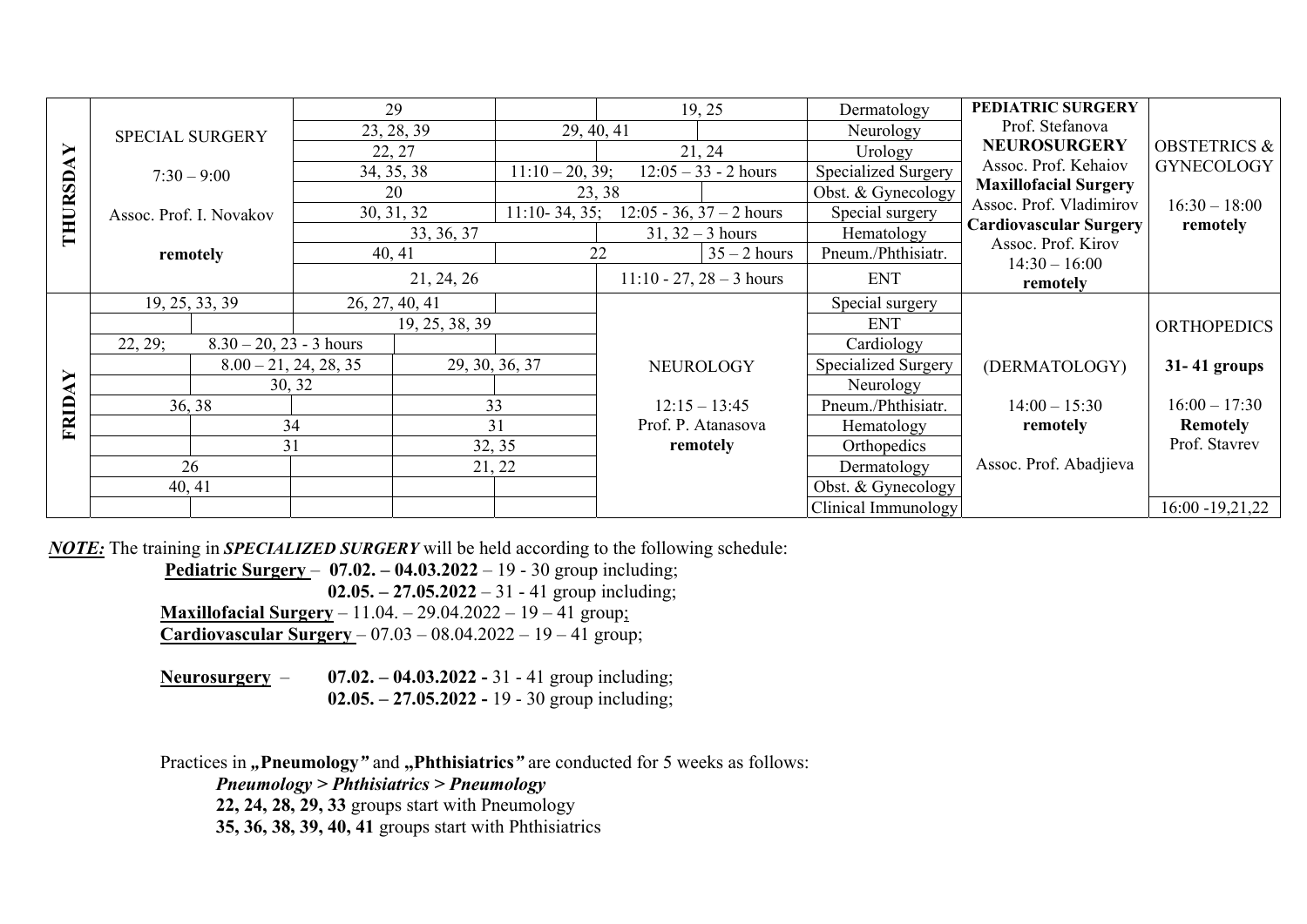| Day | | | | | | | | Subject | | |
|---|---|---|---|---|---|---|---|---|---|---|
| THURSDAY | SPECIAL SURGERY 7:30 – 9:00 Assoc. Prof. I. Novakov **remotely** | 29 | | 19, 25 | | | | Dermatology | **PEDIATRIC SURGERY** Prof. Stefanova **NEUROSURGERY** Assoc. Prof. Kehaiov **Maxillofacial Surgery** Assoc. Prof. Vladimirov **Cardiovascular Surgery** Assoc. Prof. Kirov 14:30 – 16:00 **remotely** | OBSTETRICS & GYNECOLOGY 16:30 – 18:00 **remotely** |
| | | 23, 28, 39 | 29, 40, 41 | | | | | Neurology | | |
| | | 22, 27 | | 21, 24 | | | | Urology | | |
| | | 34, 35, 38 | 11:10 – 20, 39; | 12:05 – 33 - 2 hours | | | | Specialized Surgery | | |
| | | 20 | 23, 38 | | | | | Obst. & Gynecology | | |
| | | 30, 31, 32 | 11:10- 34, 35; | 12:05 - 36, 37 – 2 hours | | | | Special surgery | | |
| | | 33, 36, 37 | | 31, 32 – 3 hours | | | | Hematology | | |
| | | 40, 41 | 22 | | 35 – 2 hours | | | Pneum./Phthisiatr. | | |
| | | 21, 24, 26 | | 11:10 - 27, 28 – 3 hours | | | | ENT | | |
| FRIDAY | 19, 25, 33, 39 | | 26, 27, 40, 41 | | | NEUROLOGY 12:15 – 13:45 Prof. P. Atanasova **remotely** | | Special surgery | (DERMATOLOGY) 14:00 – 15:30 **remotely** Assoc. Prof. Abadjieva | ORTHOPEDICS **31- 41 groups** 16:00 – 17:30 **Remotely** Prof. Stavrev |
| | | | 19, 25, 38, 39 | | | | | ENT | | |
| | 22, 29; | 8.30 – 20, 23 - 3 hours | | | | | | Cardiology | | |
| | | 8.00 – 21, 24, 28, 35 | | 29, 30, 36, 37 | | | | Specialized Surgery | | |
| | | 30, 32 | | | | | | Neurology | | |
| | 36, 38 | | | 33 | | | | Pneum./Phthisiatr. | | |
| | | 34 | | 31 | | | | Hematology | | |
| | | 31 | | 32, 35 | | | | Orthopedics | | |
| | 26 | | | 21, 22 | | | | Dermatology | | |
| | 40, 41 | | | | | | | Obst. & Gynecology | | |
| | | | | | | | | Clinical Immunology | | 16:00 -19,21,22 |

***NOTE:*** The training in ***SPECIALIZED SURGERY*** will be held according to the following schedule:

**Pediatric Surgery** – **07.02. – 04.03.2022** – 19 - 30 group including;
**02.05. – 27.05.2022** – 31 - 41 group including;
**Maxillofacial Surgery** – 11.04. – 29.04.2022 – 19 – 41 group;
**Cardiovascular Surgery** – 07.03 – 08.04.2022 – 19 – 41 group;

**Neurosurgery** – **07.02. – 04.03.2022 -** 31 - 41 group including;
**02.05. – 27.05.2022 -** 19 - 30 group including;

Practices in **„Pneumology"** and **„Phthisiatrics"** are conducted for 5 weeks as follows:

***Pneumology > Phthisiatrics > Pneumology***
**22, 24, 28, 29, 33** groups start with Pneumology
**35, 36, 38, 39, 40, 41** groups start with Phthisiatrics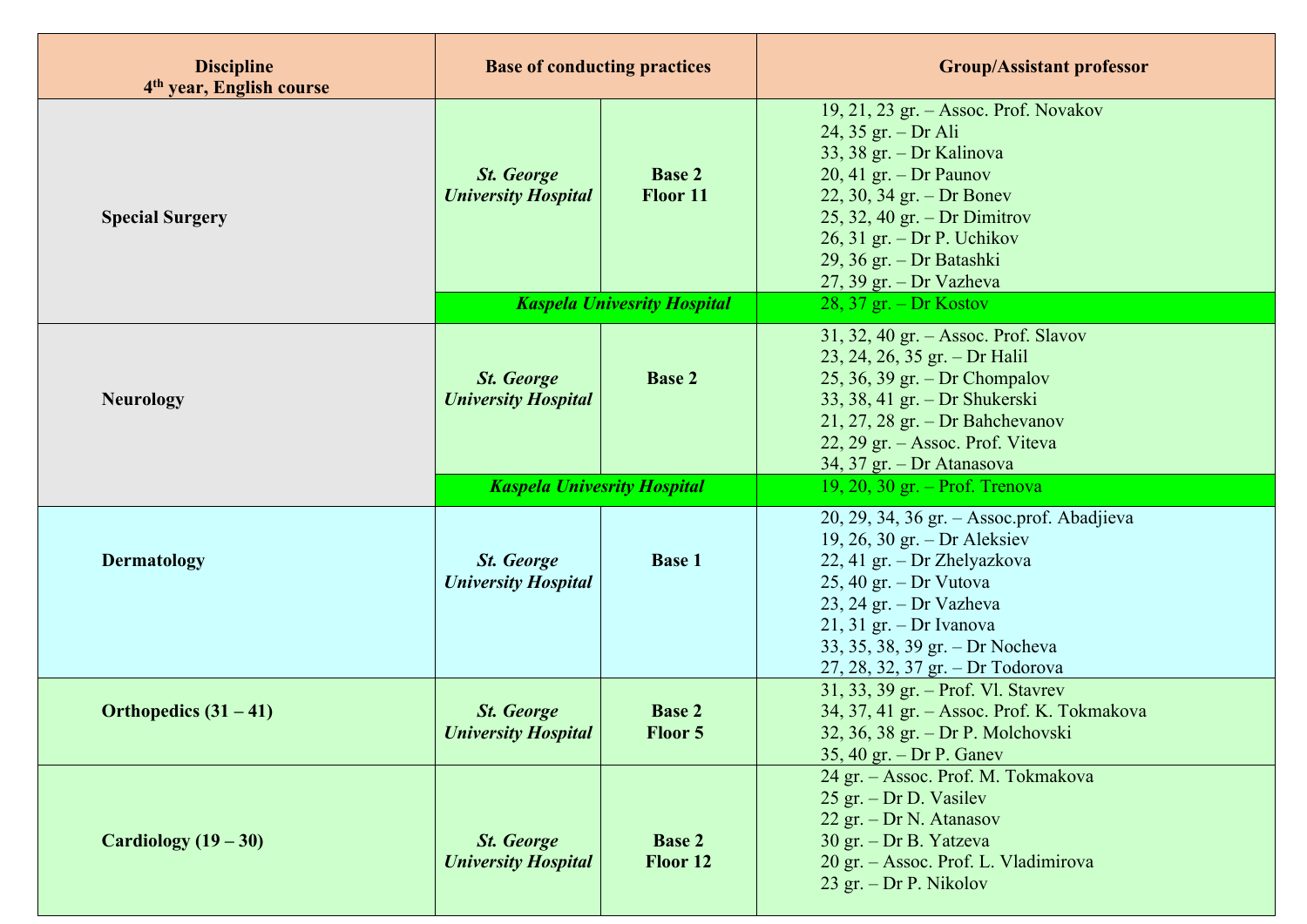| Discipline 4[th] year, English course | Base of conducting practices | | Group/Assistant professor |
|---|---|---|---|
| **Special Surgery** | ***St. George University Hospital*** | **Base 2 Floor 11** | 19, 21, 23 gr. – Assoc. Prof. Novakov<br>24, 35 gr. – Dr Ali<br>33, 38 gr. – Dr Kalinova<br>20, 41 gr. – Dr Paunov<br>22, 30, 34 gr. – Dr Bonev<br>25, 32, 40 gr. – Dr Dimitrov<br>26, 31 gr. – Dr P. Uchikov<br>29, 36 gr. – Dr Batashki<br>27, 39 gr. – Dr Vazheva |
| | ***Kaspela Univesrity Hospital*** | | 28, 37 gr. – Dr Kostov |
| **Neurology** | ***St. George University Hospital*** | **Base 2** | 31, 32, 40 gr. – Assoc. Prof. Slavov<br>23, 24, 26, 35 gr. – Dr Halil<br>25, 36, 39 gr. – Dr Chompalov<br>33, 38, 41 gr. – Dr Shukerski<br>21, 27, 28 gr. – Dr Bahchevanov<br>22, 29 gr. – Assoc. Prof. Viteva<br>34, 37 gr. – Dr Atanasova |
| | ***Kaspela Univesrity Hospital*** | | 19, 20, 30 gr. – Prof. Trenova |
| **Dermatology** | ***St. George University Hospital*** | **Base 1** | 20, 29, 34, 36 gr. – Assoc.prof. Abadjieva<br>19, 26, 30 gr. – Dr Aleksiev<br>22, 41 gr. – Dr Zhelyazkova<br>25, 40 gr. – Dr Vutova<br>23, 24 gr. – Dr Vazheva<br>21, 31 gr. – Dr Ivanova<br>33, 35, 38, 39 gr. – Dr Nocheva<br>27, 28, 32, 37 gr. – Dr Todorova |
| **Orthopedics (31 – 41)** | ***St. George University Hospital*** | **Base 2 Floor 5** | 31, 33, 39 gr. – Prof. Vl. Stavrev<br>34, 37, 41 gr. – Assoc. Prof. K. Tokmakova<br>32, 36, 38 gr. – Dr P. Molchovski<br>35, 40 gr. – Dr P. Ganev |
| **Cardiology (19 – 30)** | ***St. George University Hospital*** | **Base 2 Floor 12** | 24 gr. – Assoc. Prof. M. Tokmakova<br>25 gr. – Dr D. Vasilev<br>22 gr. – Dr N. Atanasov<br>30 gr. – Dr B. Yatzeva<br>20 gr. – Assoc. Prof. L. Vladimirova<br>23 gr. – Dr P. Nikolov |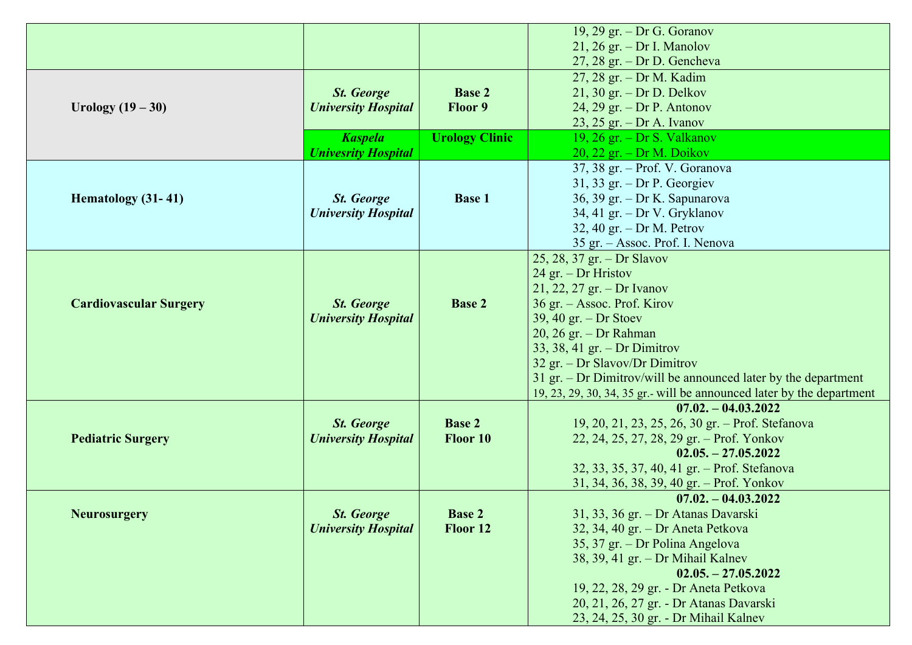| | | | |
|---|---|---|---|
| | | | 19, 29 gr. – Dr G. Goranov<br>21, 26 gr. – Dr I. Manolov<br>27, 28 gr. – Dr D. Gencheva |
| **Urology (19 – 30)** | ***St. George University Hospital*** | **Base 2 Floor 9** | 27, 28 gr. – Dr M. Kadim<br>21, 30 gr. – Dr D. Delkov<br>24, 29 gr. – Dr P. Antonov<br>23, 25 gr. – Dr A. Ivanov |
| | ***Kaspela Univesrity Hospital*** | **Urology Clinic** | 19, 26 gr. – Dr S. Valkanov<br>20, 22 gr. – Dr M. Doikov |
| **Hematology (31- 41)** | ***St. George University Hospital*** | **Base 1** | 37, 38 gr. – Prof. V. Goranova<br>31, 33 gr. – Dr P. Georgiev<br>36, 39 gr. – Dr K. Sapunarova<br>34, 41 gr. – Dr V. Gryklanov<br>32, 40 gr. – Dr M. Petrov<br>35 gr. – Assoc. Prof. I. Nenova |
| **Cardiovascular Surgery** | ***St. George University Hospital*** | **Base 2** | 25, 28, 37 gr. – Dr Slavov<br>24 gr. – Dr Hristov<br>21, 22, 27 gr. – Dr Ivanov<br>36 gr. – Assoc. Prof. Kirov<br>39, 40 gr. – Dr Stoev<br>20, 26 gr. – Dr Rahman<br>33, 38, 41 gr. – Dr Dimitrov<br>32 gr. – Dr Slavov/Dr Dimitrov<br>31 gr. – Dr Dimitrov/will be announced later by the department<br>19, 23, 29, 30, 34, 35 gr.- will be announced later by the department |
| **Pediatric Surgery** | ***St. George University Hospital*** | **Base 2 Floor 10** | **07.02. – 04.03.2022**<br>19, 20, 21, 23, 25, 26, 30 gr. – Prof. Stefanova<br>22, 24, 25, 27, 28, 29 gr. – Prof. Yonkov<br>**02.05. – 27.05.2022**<br>32, 33, 35, 37, 40, 41 gr. – Prof. Stefanova<br>31, 34, 36, 38, 39, 40 gr. – Prof. Yonkov |
| **Neurosurgery** | ***St. George University Hospital*** | **Base 2 Floor 12** | **07.02. – 04.03.2022**<br>31, 33, 36 gr. – Dr Atanas Davarski<br>32, 34, 40 gr. – Dr Aneta Petkova<br>35, 37 gr. – Dr Polina Angelova<br>38, 39, 41 gr. – Dr Mihail Kalnev<br>**02.05. – 27.05.2022**<br>19, 22, 28, 29 gr. - Dr Aneta Petkova<br>20, 21, 26, 27 gr. - Dr Atanas Davarski<br>23, 24, 25, 30 gr. - Dr Mihail Kalnev |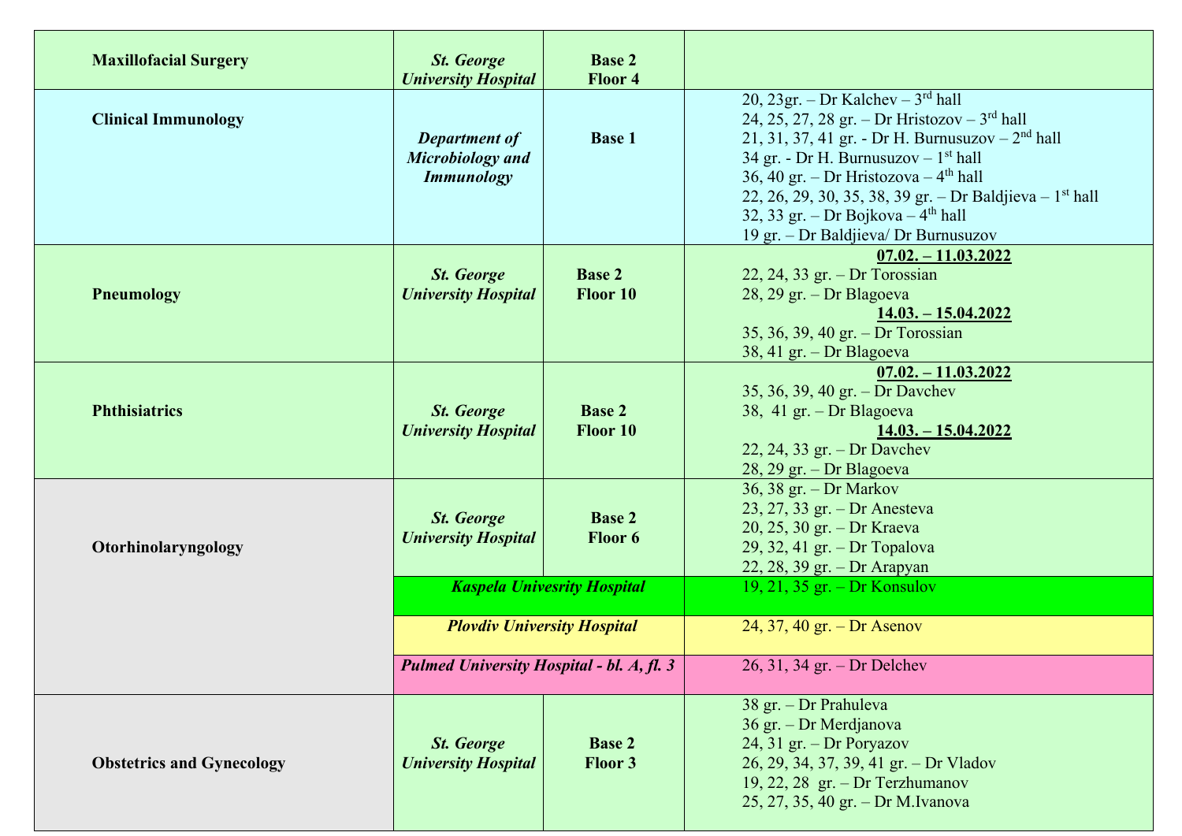| Subject | Location | Base/Floor | Groups |
|---|---|---|---|
| **Maxillofacial Surgery** | ***St. George University Hospital*** | **Base 2 Floor 4** | |
| **Clinical Immunology** | ***Department of Microbiology and Immunology*** | **Base 1** | 20, 23gr. – Dr Kalchev – 3rd hall<br>24, 25, 27, 28 gr. – Dr Hristozov – 3rd hall<br>21, 31, 37, 41 gr. - Dr H. Burnusuzov – 2nd hall<br>34 gr. - Dr H. Burnusuzov – 1st hall<br>36, 40 gr. – Dr Hristozova – 4th hall<br>22, 26, 29, 30, 35, 38, 39 gr. – Dr Baldjieva – 1st hall<br>32, 33 gr. – Dr Bojkova – 4th hall<br>19 gr. – Dr Baldjieva/ Dr Burnusuzov |
| **Pneumology** | ***St. George University Hospital*** | **Base 2 Floor 10** | **07.02. – 11.03.2022**<br>22, 24, 33 gr. – Dr Torossian<br>28, 29 gr. – Dr Blagoeva<br>**14.03. – 15.04.2022**<br>35, 36, 39, 40 gr. – Dr Torossian<br>38, 41 gr. – Dr Blagoeva |
| **Phthisiatrics** | ***St. George University Hospital*** | **Base 2 Floor 10** | **07.02. – 11.03.2022**<br>35, 36, 39, 40 gr. – Dr Davchev<br>38, 41 gr. – Dr Blagoeva<br>**14.03. – 15.04.2022**<br>22, 24, 33 gr. – Dr Davchev<br>28, 29 gr. – Dr Blagoeva |
| **Otorhinolaryngology** | ***St. George University Hospital*** | **Base 2 Floor 6** | 36, 38 gr. – Dr Markov<br>23, 27, 33 gr. – Dr Anesteva<br>20, 25, 30 gr. – Dr Kraeva<br>29, 32, 41 gr. – Dr Topalova<br>22, 28, 39 gr. – Dr Arapyan |
| | ***Kaspela Univesrity Hospital*** | | 19, 21, 35 gr. – Dr Konsulov |
| | ***Plovdiv University Hospital*** | | 24, 37, 40 gr. – Dr Asenov |
| | ***Pulmed University Hospital - bl. A, fl. 3*** | | 26, 31, 34 gr. – Dr Delchev |
| **Obstetrics and Gynecology** | ***St. George University Hospital*** | **Base 2 Floor 3** | 38 gr. – Dr Prahuleva<br>36 gr. – Dr Merdjanova<br>24, 31 gr. – Dr Poryazov<br>26, 29, 34, 37, 39, 41 gr. – Dr Vladov<br>19, 22, 28 gr. – Dr Terzhumanov<br>25, 27, 35, 40 gr. – Dr M.Ivanova |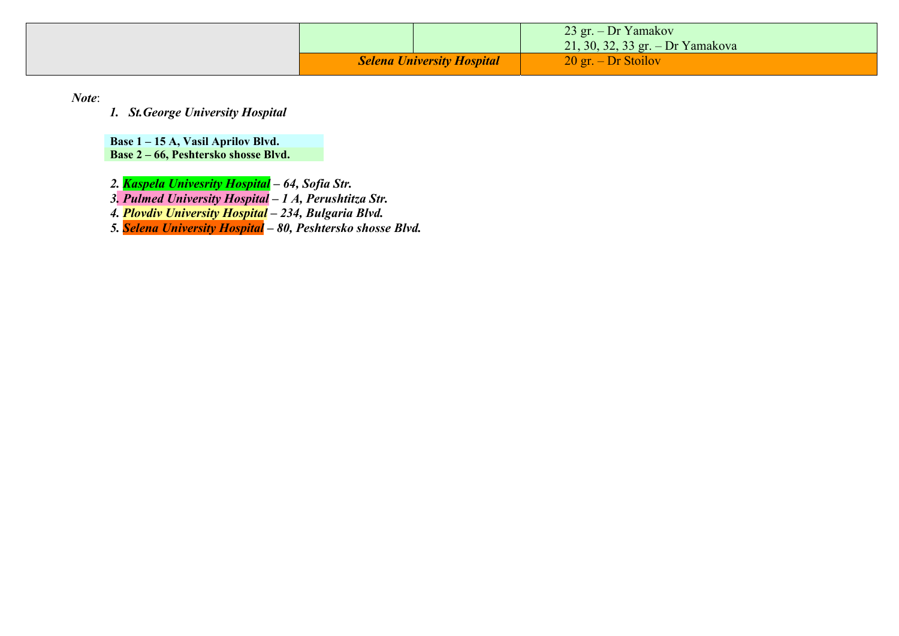| | | | |
|---|---|---|---|
| | | | 23 gr. – Dr Yamakov<br>21, 30, 32, 33 gr. – Dr Yamakova |
| | ***Selena University Hospital*** | | 20 gr. – Dr Stoilov |

***Note***:

1. ***St.George University Hospital***

**Base 1 – 15 A, Vasil Aprilov Blvd.**
**Base 2 – 66, Peshtersko shosse Blvd.**

2. ***Kaspela Univesrity Hospital – 64, Sofia Str.***
3. ***Pulmed University Hospital – 1 A, Perushtitza Str.***
4. ***Plovdiv University Hospital – 234, Bulgaria Blvd.***
5. ***Selena University Hospital – 80, Peshtersko shosse Blvd.***